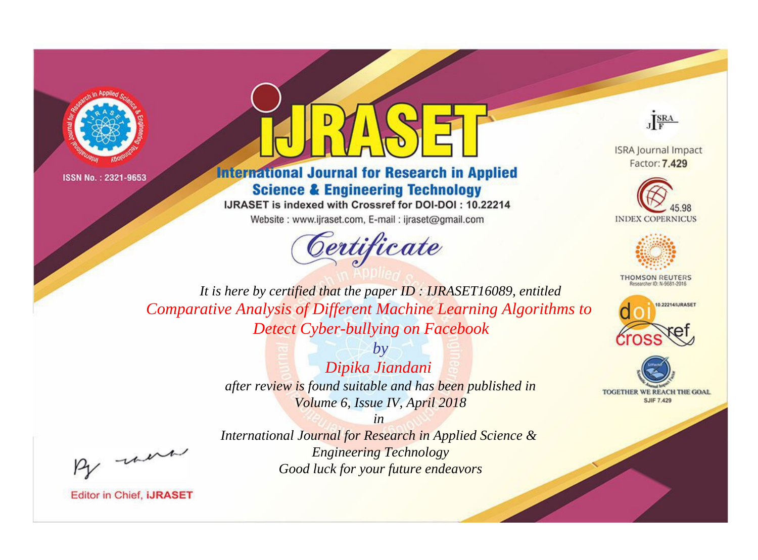ISSN No. : 2321-9653

# iJRASET

## International Journal for Research in Applied Science & Engineering Technology

IJRASET is indexed with Crossref for DOI-DOI : 10.22214

Website : www.ijraset.com, E-mail : ijraset@gmail.com

ISRA Journal Impact Factor: **7.429**

45.98 INDEX COPERNICUS

THOMSON REUTERS Researcher ID: N-9681-2016

10.22214/IJRASET

TOGETHER WE REACH THE GOAL SJIF 7.429

*Certificate*

*It is here by certified that the paper ID : IJRASET16089, entitled*

*Comparative Analysis of Different Machine Learning Algorithms to Detect Cyber-bullying on Facebook*

*by*

*Dipika Jiandani*

*after review is found suitable and has been published in*

*Volume 6, Issue IV, April 2018*

*in*

*International Journal for Research in Applied Science & Engineering Technology*

*Good luck for your future endeavors*

Editor in Chief, **iJRASET**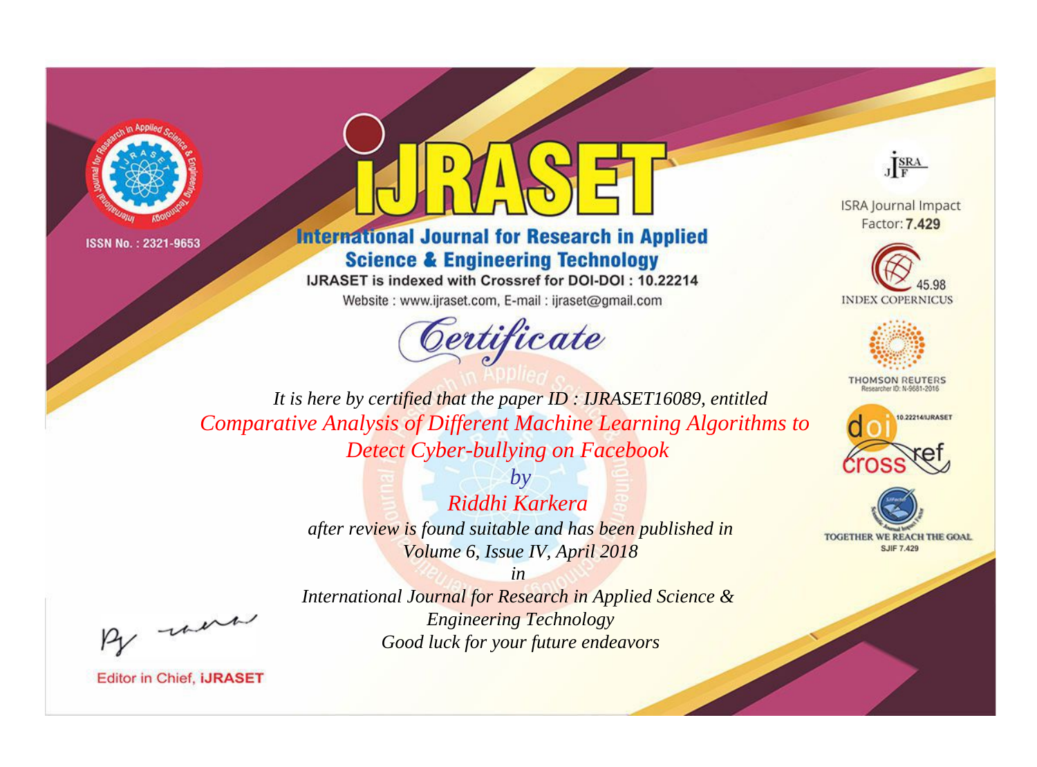ISSN No. : 2321-9653

# iJRASET

## International Journal for Research in Applied Science & Engineering Technology

IJRASET is indexed with Crossref for DOI-DOI : 10.22214

Website : www.ijraset.com, E-mail : ijraset@gmail.com

ISRA Journal Impact Factor: **7.429**

45.98 INDEX COPERNICUS

THOMSON REUTERS Researcher ID: N-9681-2016

10.22214/IJRASET

TOGETHER WE REACH THE GOAL SJIF 7.429

# *Certificate*

*It is here by certified that the paper ID : IJRASET16089, entitled*

*Comparative Analysis of Different Machine Learning Algorithms to Detect Cyber-bullying on Facebook*

*by*

*Riddhi Karkera*

*after review is found suitable and has been published in*

*Volume 6, Issue IV, April 2018*

*in*

*International Journal for Research in Applied Science & Engineering Technology*

*Good luck for your future endeavors*

Editor in Chief, **iJRASET**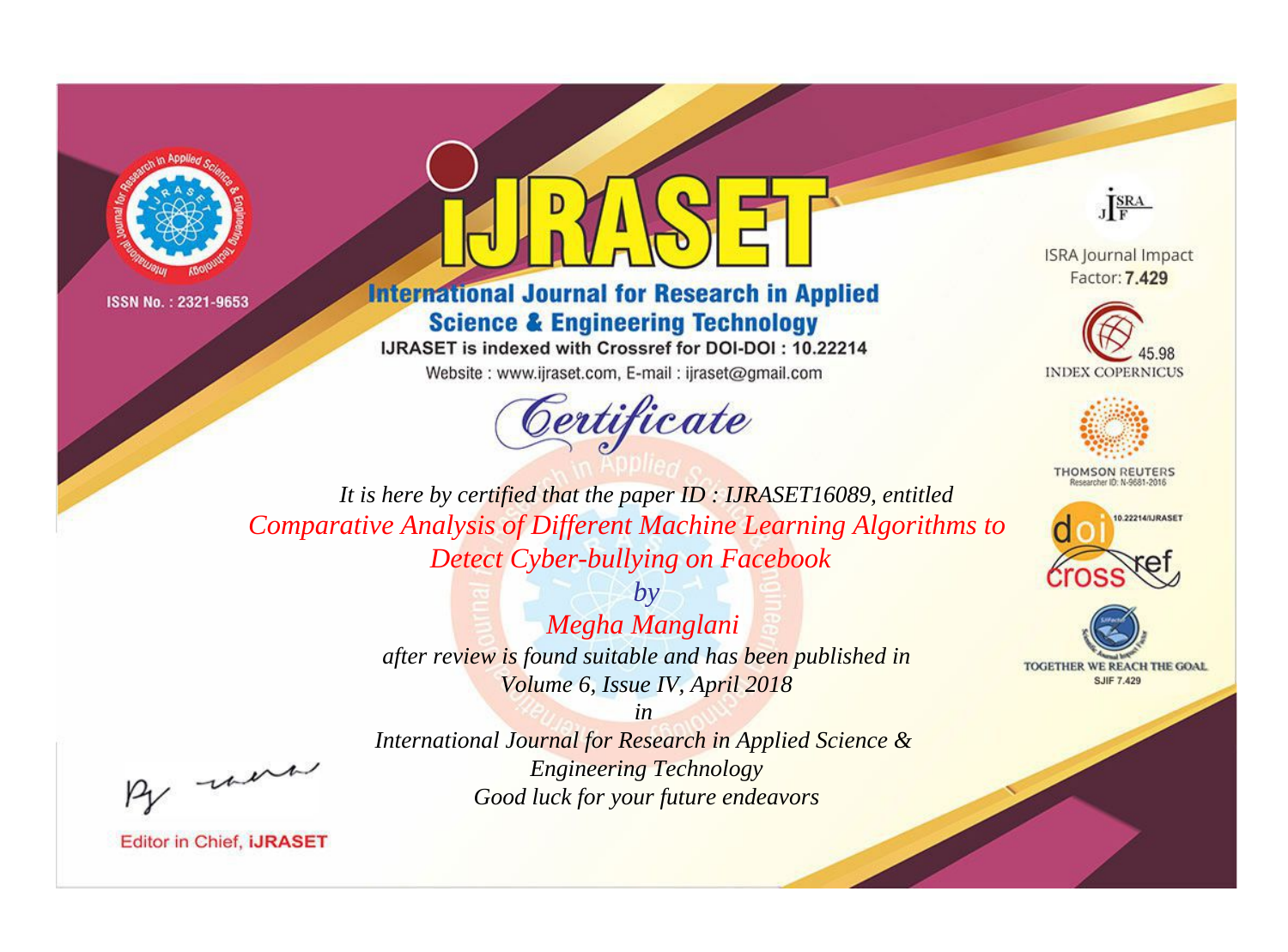ISSN No. : 2321-9653

# iJRASET

## International Journal for Research in Applied Science & Engineering Technology

IJRASET is indexed with Crossref for DOI-DOI : 10.22214

Website : www.ijraset.com, E-mail : ijraset@gmail.com

*Certificate*

*It is here by certified that the paper ID : IJRASET16089, entitled*

*Comparative Analysis of Different Machine Learning Algorithms to Detect Cyber-bullying on Facebook*

*by*

*Megha Manglani*

*after review is found suitable and has been published in*

*Volume 6, Issue IV, April 2018*

*in*

*International Journal for Research in Applied Science & Engineering Technology*

*Good luck for your future endeavors*

Editor in Chief, iJRASET

ISRA Journal Impact Factor: **7.429**

45.98 INDEX COPERNICUS

THOMSON REUTERS Researcher ID: N-9681-2016

10.22214/IJRASET

TOGETHER WE REACH THE GOAL SJIF 7.429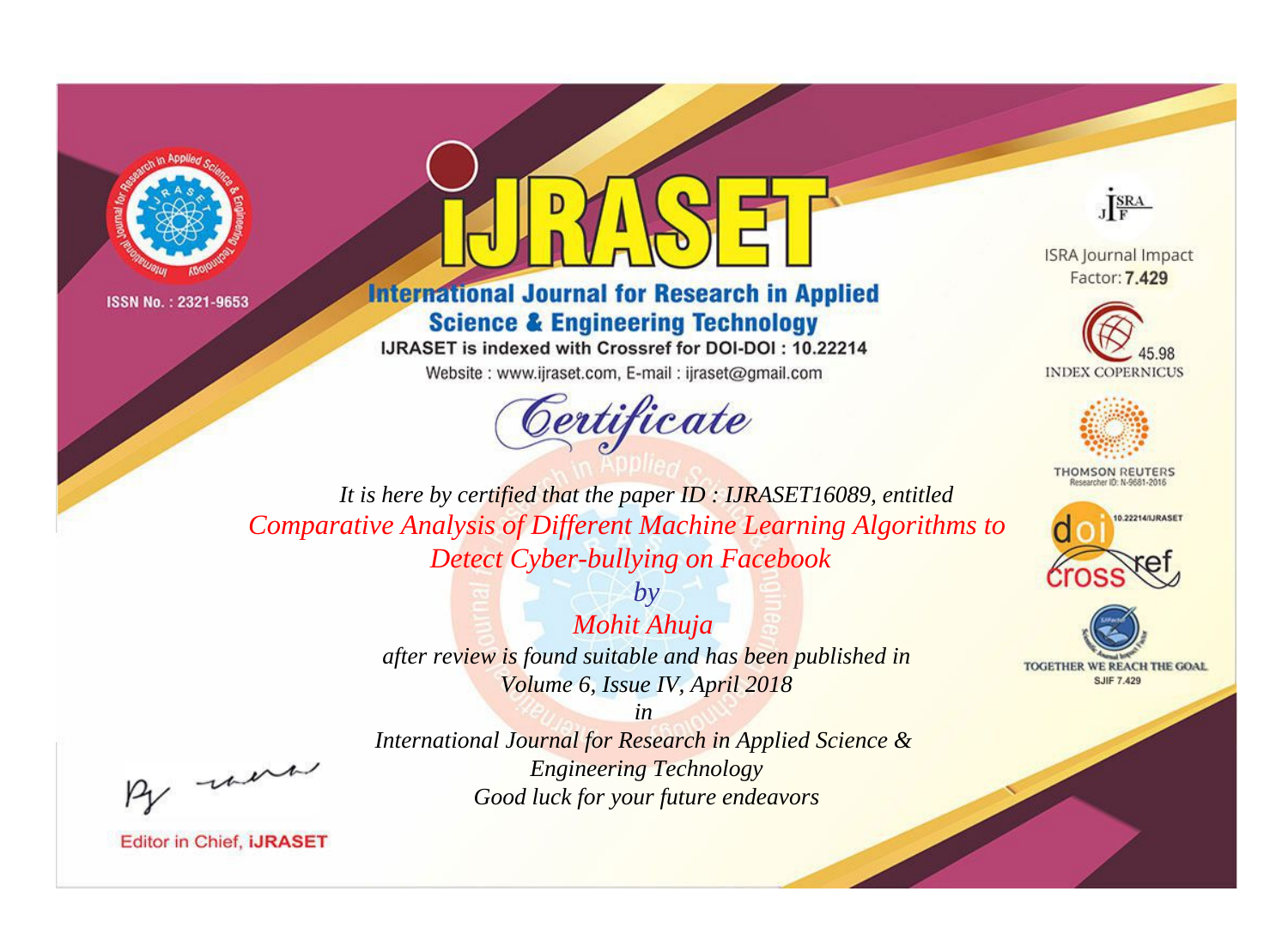ISSN No. : 2321-9653

# iJRASET

## International Journal for Research in Applied Science & Engineering Technology

IJRASET is indexed with Crossref for DOI-DOI : 10.22214

Website : www.ijraset.com, E-mail : ijraset@gmail.com

ISRA Journal Impact Factor: **7.429**

45.98 INDEX COPERNICUS

THOMSON REUTERS Researcher ID: N-9681-2016

10.22214/IJRASET

TOGETHER WE REACH THE GOAL SJIF 7.429

*Certificate*

*It is here by certified that the paper ID : IJRASET16089, entitled*

*Comparative Analysis of Different Machine Learning Algorithms to Detect Cyber-bullying on Facebook*

*by*

*Mohit Ahuja*

*after review is found suitable and has been published in*

*Volume 6, Issue IV, April 2018*

*in*

*International Journal for Research in Applied Science & Engineering Technology*

*Good luck for your future endeavors*

Editor in Chief, **iJRASET**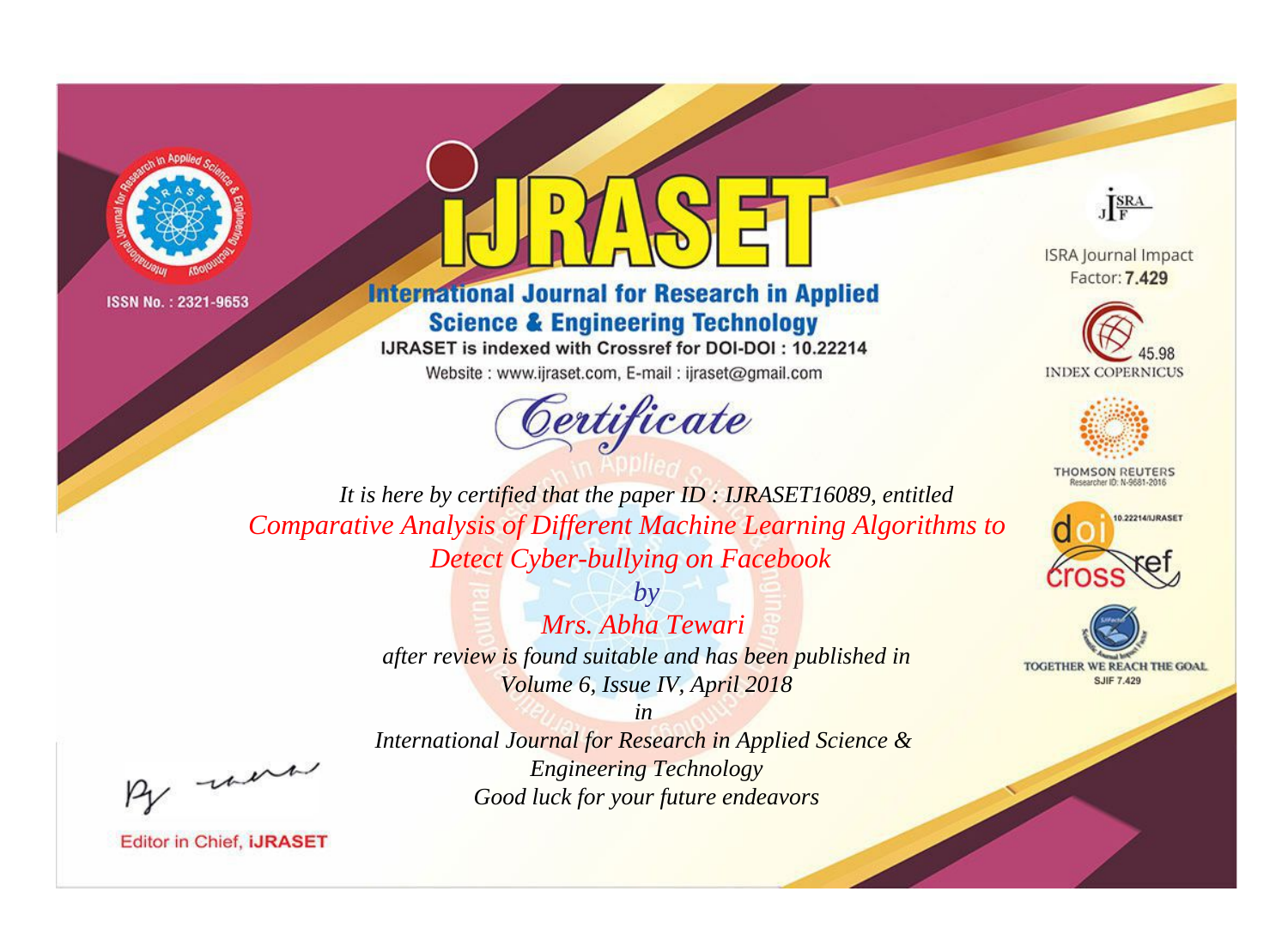ISSN No. : 2321-9653

# IJRASET

## International Journal for Research in Applied Science & Engineering Technology

IJRASET is indexed with Crossref for DOI-DOI : 10.22214

Website : www.ijraset.com, E-mail : ijraset@gmail.com

ISRA Journal Impact Factor: **7.429**

45.98 INDEX COPERNICUS

THOMSON REUTERS Researcher ID: N-9681-2016

10.22214/IJRASET

TOGETHER WE REACH THE GOAL SJIF 7.429

# *Certificate*

*It is here by certified that the paper ID : IJRASET16089, entitled*

*Comparative Analysis of Different Machine Learning Algorithms to Detect Cyber-bullying on Facebook*

*by*

*Mrs. Abha Tewari*

*after review is found suitable and has been published in*

*Volume 6, Issue IV, April 2018*

*in*

*International Journal for Research in Applied Science & Engineering Technology*

*Good luck for your future endeavors*

Editor in Chief, **iJRASET**